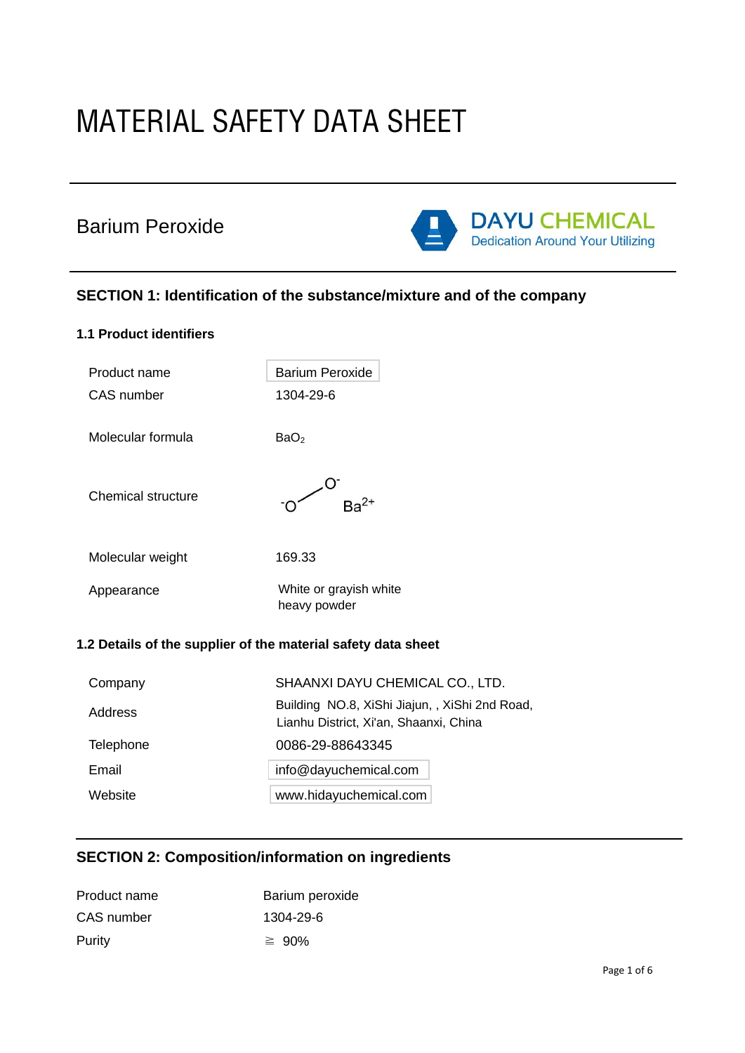# MATERIAL SAFETY DATA SHEET

## Barium Peroxide

DAYU CHEMICAL
Dedication Around Your Utilizing

## SECTION 1: Identification of the substance/mixture and of the company

### 1.1 Product identifiers

| | |
|---|---|
| Product name | Barium Peroxide |
| CAS number | 1304-29-6 |
| Molecular formula | $BaO_2$ |
| Chemical structure | $^{-}O$–$O^{-}$ $Ba^{2+}$ |
| Molecular weight | 169.33 |
| Appearance | White or grayish white heavy powder |

### 1.2 Details of the supplier of the material safety data sheet

| | |
|---|---|
| Company | SHAANXI DAYU CHEMICAL CO., LTD. |
| Address | Building NO.8, XiShi Jiajun, , XiShi 2nd Road, Lianhu District, Xi'an, Shaanxi, China |
| Telephone | 0086-29-88643345 |
| Email | info@dayuchemical.com |
| Website | www.hidayuchemical.com |

## SECTION 2: Composition/information on ingredients

| | |
|---|---|
| Product name | Barium peroxide |
| CAS number | 1304-29-6 |
| Purity | ≧ 90% |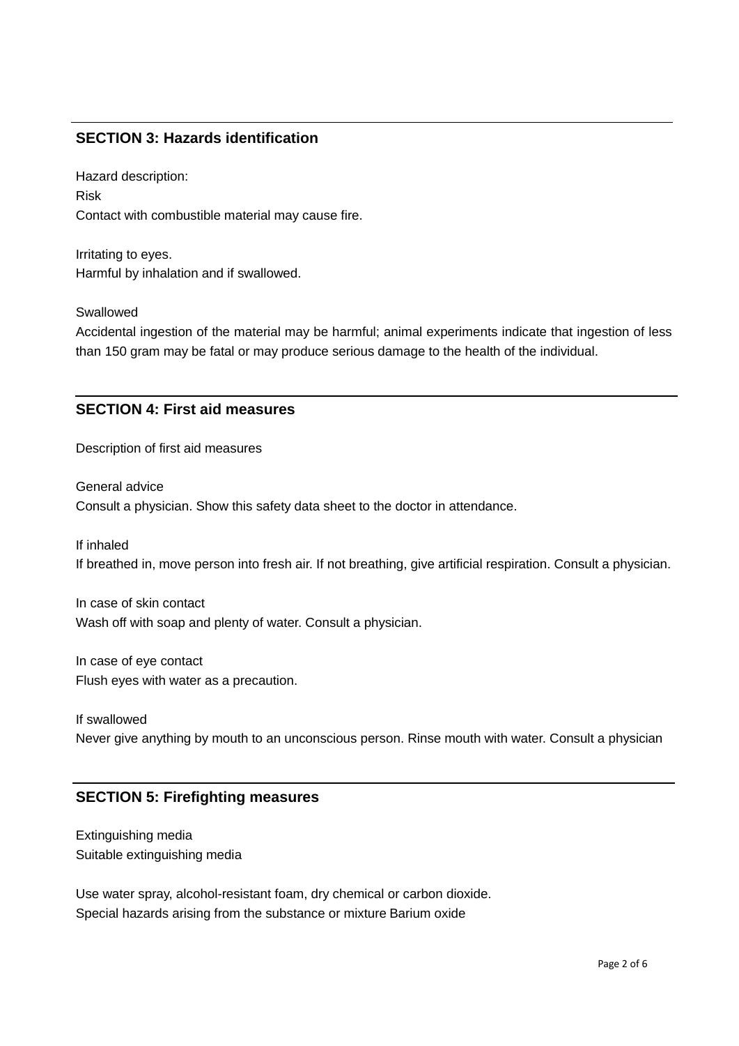## SECTION 3: Hazards identification

Hazard description:
Risk
Contact with combustible material may cause fire.

Irritating to eyes.
Harmful by inhalation and if swallowed.

Swallowed
Accidental ingestion of the material may be harmful; animal experiments indicate that ingestion of less than 150 gram may be fatal or may produce serious damage to the health of the individual.

## SECTION 4: First aid measures

Description of first aid measures

General advice
Consult a physician. Show this safety data sheet to the doctor in attendance.

If inhaled
If breathed in, move person into fresh air. If not breathing, give artificial respiration. Consult a physician.

In case of skin contact
Wash off with soap and plenty of water. Consult a physician.

In case of eye contact
Flush eyes with water as a precaution.

If swallowed
Never give anything by mouth to an unconscious person. Rinse mouth with water. Consult a physician

## SECTION 5: Firefighting measures

Extinguishing media
Suitable extinguishing media

Use water spray, alcohol-resistant foam, dry chemical or carbon dioxide.
Special hazards arising from the substance or mixture Barium oxide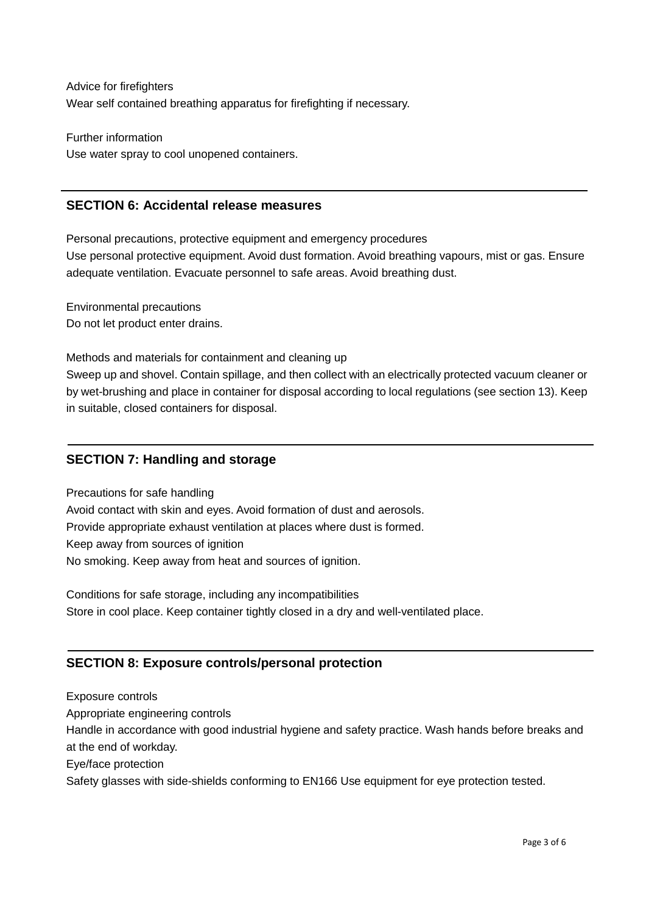Advice for firefighters

Wear self contained breathing apparatus for firefighting if necessary.

Further information

Use water spray to cool unopened containers.

## SECTION 6: Accidental release measures

Personal precautions, protective equipment and emergency procedures

Use personal protective equipment. Avoid dust formation. Avoid breathing vapours, mist or gas. Ensure adequate ventilation. Evacuate personnel to safe areas. Avoid breathing dust.

Environmental precautions

Do not let product enter drains.

Methods and materials for containment and cleaning up

Sweep up and shovel. Contain spillage, and then collect with an electrically protected vacuum cleaner or by wet-brushing and place in container for disposal according to local regulations (see section 13). Keep in suitable, closed containers for disposal.

## SECTION 7: Handling and storage

Precautions for safe handling

Avoid contact with skin and eyes. Avoid formation of dust and aerosols.

Provide appropriate exhaust ventilation at places where dust is formed.

Keep away from sources of ignition

No smoking. Keep away from heat and sources of ignition.

Conditions for safe storage, including any incompatibilities

Store in cool place. Keep container tightly closed in a dry and well-ventilated place.

## SECTION 8: Exposure controls/personal protection

Exposure controls

Appropriate engineering controls

Handle in accordance with good industrial hygiene and safety practice. Wash hands before breaks and at the end of workday.

Eye/face protection

Safety glasses with side-shields conforming to EN166 Use equipment for eye protection tested.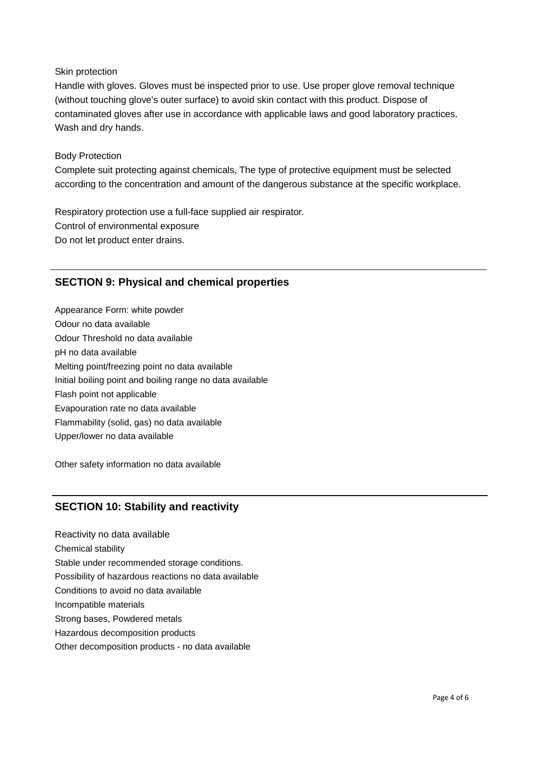Skin protection

Handle with gloves. Gloves must be inspected prior to use. Use proper glove removal technique (without touching glove's outer surface) to avoid skin contact with this product. Dispose of contaminated gloves after use in accordance with applicable laws and good laboratory practices. Wash and dry hands.

Body Protection

Complete suit protecting against chemicals, The type of protective equipment must be selected according to the concentration and amount of the dangerous substance at the specific workplace.

Respiratory protection use a full-face supplied air respirator.
Control of environmental exposure
Do not let product enter drains.

## SECTION 9: Physical and chemical properties

Appearance Form: white powder
Odour no data available
Odour Threshold no data available
pH no data available
Melting point/freezing point no data available
Initial boiling point and boiling range no data available
Flash point not applicable
Evapouration rate no data available
Flammability (solid, gas) no data available
Upper/lower no data available

Other safety information no data available

## SECTION 10: Stability and reactivity

Reactivity no data available
Chemical stability
Stable under recommended storage conditions.
Possibility of hazardous reactions no data available
Conditions to avoid no data available
Incompatible materials
Strong bases, Powdered metals
Hazardous decomposition products
Other decomposition products - no data available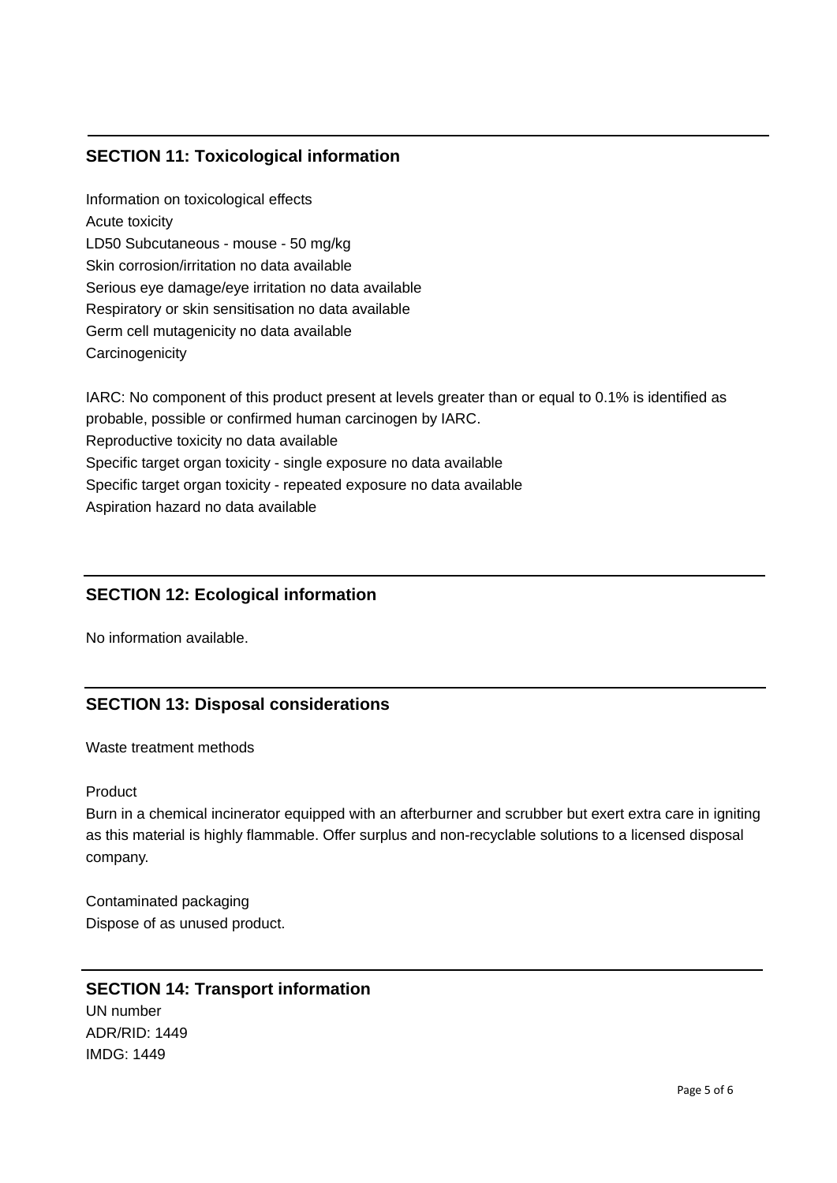## SECTION 11: Toxicological information

Information on toxicological effects
Acute toxicity
LD50 Subcutaneous - mouse - 50 mg/kg
Skin corrosion/irritation no data available
Serious eye damage/eye irritation no data available
Respiratory or skin sensitisation no data available
Germ cell mutagenicity no data available
Carcinogenicity

IARC: No component of this product present at levels greater than or equal to 0.1% is identified as probable, possible or confirmed human carcinogen by IARC.
Reproductive toxicity no data available
Specific target organ toxicity - single exposure no data available
Specific target organ toxicity - repeated exposure no data available
Aspiration hazard no data available

## SECTION 12: Ecological information

No information available.

## SECTION 13: Disposal considerations

Waste treatment methods

Product
Burn in a chemical incinerator equipped with an afterburner and scrubber but exert extra care in igniting as this material is highly flammable. Offer surplus and non-recyclable solutions to a licensed disposal company.

Contaminated packaging
Dispose of as unused product.

## SECTION 14: Transport information

UN number
ADR/RID: 1449
IMDG: 1449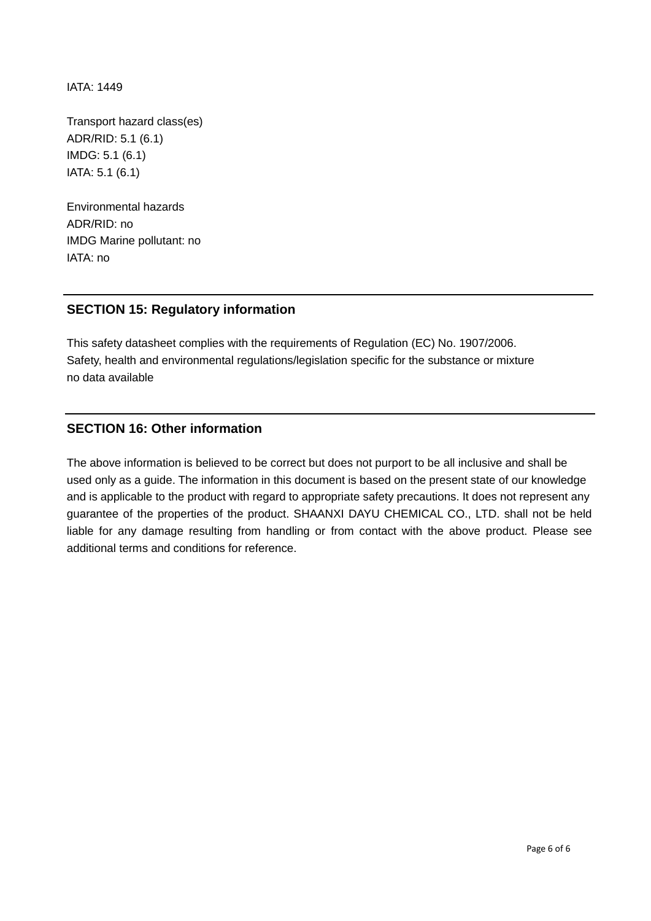IATA: 1449

Transport hazard class(es)
ADR/RID: 5.1 (6.1)
IMDG: 5.1 (6.1)
IATA: 5.1 (6.1)

Environmental hazards
ADR/RID: no
IMDG Marine pollutant: no
IATA: no

## SECTION 15: Regulatory information

This safety datasheet complies with the requirements of Regulation (EC) No. 1907/2006.
Safety, health and environmental regulations/legislation specific for the substance or mixture
no data available

## SECTION 16: Other information

The above information is believed to be correct but does not purport to be all inclusive and shall be used only as a guide. The information in this document is based on the present state of our knowledge and is applicable to the product with regard to appropriate safety precautions. It does not represent any guarantee of the properties of the product. SHAANXI DAYU CHEMICAL CO., LTD. shall not be held liable for any damage resulting from handling or from contact with the above product. Please see additional terms and conditions for reference.